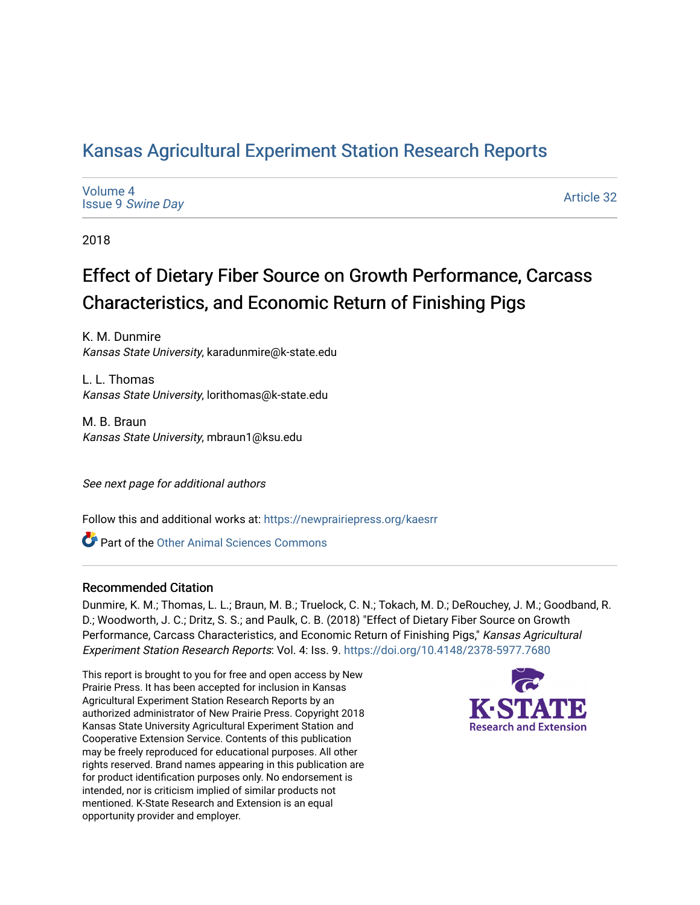# Kansas Agricultural Experiment Station Research Reports

Volume 4
Issue 9 *Swine Day*

Article 32

2018

## Effect of Dietary Fiber Source on Growth Performance, Carcass Characteristics, and Economic Return of Finishing Pigs

K. M. Dunmire
*Kansas State University*, karadunmire@k-state.edu

L. L. Thomas
*Kansas State University*, lorithomas@k-state.edu

M. B. Braun
*Kansas State University*, mbraun1@ksu.edu

*See next page for additional authors*

Follow this and additional works at: https://newprairiepress.org/kaesrr

Part of the Other Animal Sciences Commons

### Recommended Citation

Dunmire, K. M.; Thomas, L. L.; Braun, M. B.; Truelock, C. N.; Tokach, M. D.; DeRouchey, J. M.; Goodband, R. D.; Woodworth, J. C.; Dritz, S. S.; and Paulk, C. B. (2018) "Effect of Dietary Fiber Source on Growth Performance, Carcass Characteristics, and Economic Return of Finishing Pigs," *Kansas Agricultural Experiment Station Research Reports*: Vol. 4: Iss. 9. https://doi.org/10.4148/2378-5977.7680

This report is brought to you for free and open access by New Prairie Press. It has been accepted for inclusion in Kansas Agricultural Experiment Station Research Reports by an authorized administrator of New Prairie Press. Copyright 2018 Kansas State University Agricultural Experiment Station and Cooperative Extension Service. Contents of this publication may be freely reproduced for educational purposes. All other rights reserved. Brand names appearing in this publication are for product identification purposes only. No endorsement is intended, nor is criticism implied of similar products not mentioned. K-State Research and Extension is an equal opportunity provider and employer.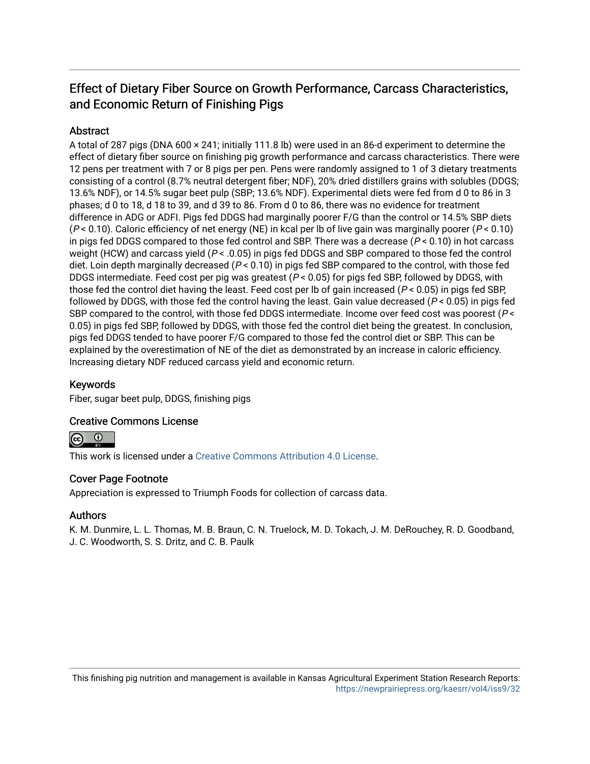# Effect of Dietary Fiber Source on Growth Performance, Carcass Characteristics, and Economic Return of Finishing Pigs

## Abstract

A total of 287 pigs (DNA 600 × 241; initially 111.8 lb) were used in an 86-d experiment to determine the effect of dietary fiber source on finishing pig growth performance and carcass characteristics. There were 12 pens per treatment with 7 or 8 pigs per pen. Pens were randomly assigned to 1 of 3 dietary treatments consisting of a control (8.7% neutral detergent fiber; NDF), 20% dried distillers grains with solubles (DDGS; 13.6% NDF), or 14.5% sugar beet pulp (SBP; 13.6% NDF). Experimental diets were fed from d 0 to 86 in 3 phases; d 0 to 18, d 18 to 39, and d 39 to 86. From d 0 to 86, there was no evidence for treatment difference in ADG or ADFI. Pigs fed DDGS had marginally poorer F/G than the control or 14.5% SBP diets ($P < 0.10$). Caloric efficiency of net energy (NE) in kcal per lb of live gain was marginally poorer ($P < 0.10$) in pigs fed DDGS compared to those fed control and SBP. There was a decrease ($P < 0.10$) in hot carcass weight (HCW) and carcass yield ($P < .0.05$) in pigs fed DDGS and SBP compared to those fed the control diet. Loin depth marginally decreased ($P < 0.10$) in pigs fed SBP compared to the control, with those fed DDGS intermediate. Feed cost per pig was greatest ($P < 0.05$) for pigs fed SBP, followed by DDGS, with those fed the control diet having the least. Feed cost per lb of gain increased ($P < 0.05$) in pigs fed SBP, followed by DDGS, with those fed the control having the least. Gain value decreased ($P < 0.05$) in pigs fed SBP compared to the control, with those fed DDGS intermediate. Income over feed cost was poorest ($P < 0.05$) in pigs fed SBP, followed by DDGS, with those fed the control diet being the greatest. In conclusion, pigs fed DDGS tended to have poorer F/G compared to those fed the control diet or SBP. This can be explained by the overestimation of NE of the diet as demonstrated by an increase in caloric efficiency. Increasing dietary NDF reduced carcass yield and economic return.

## Keywords

Fiber, sugar beet pulp, DDGS, finishing pigs

## Creative Commons License

This work is licensed under a Creative Commons Attribution 4.0 License.

## Cover Page Footnote

Appreciation is expressed to Triumph Foods for collection of carcass data.

## Authors

K. M. Dunmire, L. L. Thomas, M. B. Braun, C. N. Truelock, M. D. Tokach, J. M. DeRouchey, R. D. Goodband, J. C. Woodworth, S. S. Dritz, and C. B. Paulk

This finishing pig nutrition and management is available in Kansas Agricultural Experiment Station Research Reports: https://newprairiepress.org/kaesrr/vol4/iss9/32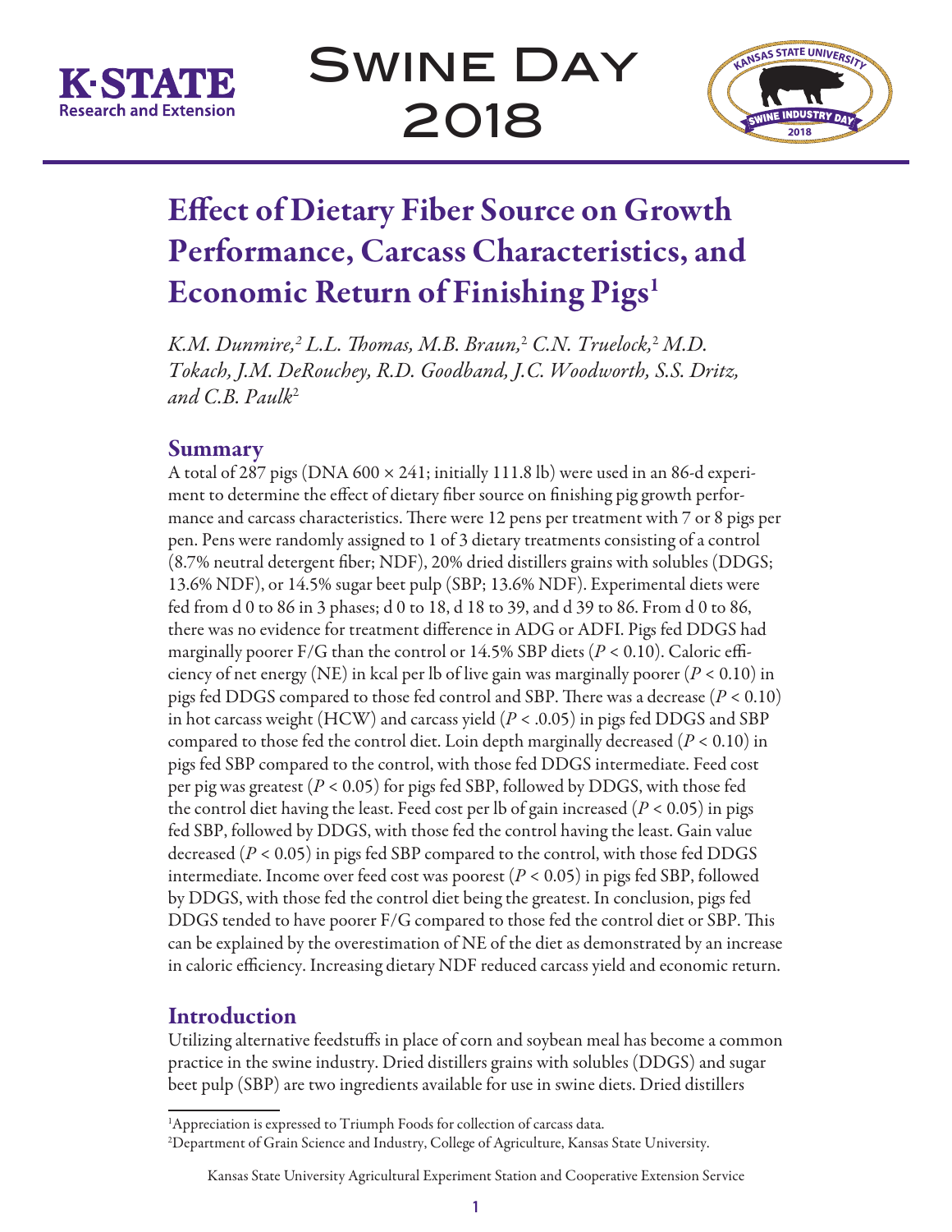# Effect of Dietary Fiber Source on Growth Performance, Carcass Characteristics, and Economic Return of Finishing Pigs[1]

*K.M. Dunmire,[2] L.L. Thomas, M.B. Braun,[2] C.N. Truelock,[2] M.D. Tokach, J.M. DeRouchey, R.D. Goodband, J.C. Woodworth, S.S. Dritz, and C.B. Paulk[2]*

## Summary

A total of 287 pigs (DNA 600 × 241; initially 111.8 lb) were used in an 86-d experiment to determine the effect of dietary fiber source on finishing pig growth performance and carcass characteristics. There were 12 pens per treatment with 7 or 8 pigs per pen. Pens were randomly assigned to 1 of 3 dietary treatments consisting of a control (8.7% neutral detergent fiber; NDF), 20% dried distillers grains with solubles (DDGS; 13.6% NDF), or 14.5% sugar beet pulp (SBP; 13.6% NDF). Experimental diets were fed from d 0 to 86 in 3 phases; d 0 to 18, d 18 to 39, and d 39 to 86. From d 0 to 86, there was no evidence for treatment difference in ADG or ADFI. Pigs fed DDGS had marginally poorer F/G than the control or 14.5% SBP diets ($P < 0.10$). Caloric efficiency of net energy (NE) in kcal per lb of live gain was marginally poorer ($P < 0.10$) in pigs fed DDGS compared to those fed control and SBP. There was a decrease ($P < 0.10$) in hot carcass weight (HCW) and carcass yield ($P < .0.05$) in pigs fed DDGS and SBP compared to those fed the control diet. Loin depth marginally decreased ($P < 0.10$) in pigs fed SBP compared to the control, with those fed DDGS intermediate. Feed cost per pig was greatest ($P < 0.05$) for pigs fed SBP, followed by DDGS, with those fed the control diet having the least. Feed cost per lb of gain increased ($P < 0.05$) in pigs fed SBP, followed by DDGS, with those fed the control having the least. Gain value decreased ($P < 0.05$) in pigs fed SBP compared to the control, with those fed DDGS intermediate. Income over feed cost was poorest ($P < 0.05$) in pigs fed SBP, followed by DDGS, with those fed the control diet being the greatest. In conclusion, pigs fed DDGS tended to have poorer F/G compared to those fed the control diet or SBP. This can be explained by the overestimation of NE of the diet as demonstrated by an increase in caloric efficiency. Increasing dietary NDF reduced carcass yield and economic return.

## Introduction

Utilizing alternative feedstuffs in place of corn and soybean meal has become a common practice in the swine industry. Dried distillers grains with solubles (DDGS) and sugar beet pulp (SBP) are two ingredients available for use in swine diets. Dried distillers

[1]Appreciation is expressed to Triumph Foods for collection of carcass data.

[2]Department of Grain Science and Industry, College of Agriculture, Kansas State University.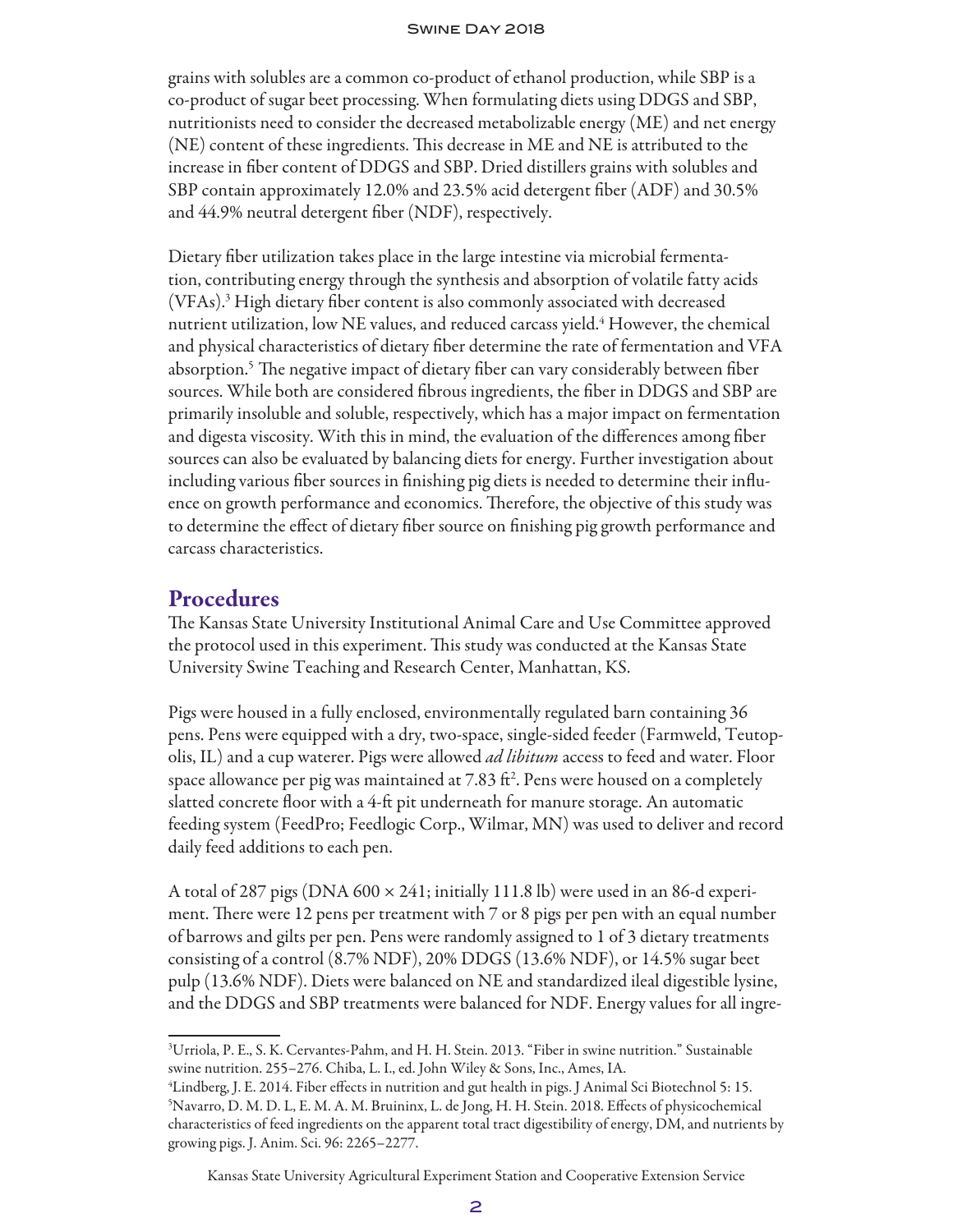grains with solubles are a common co-product of ethanol production, while SBP is a co-product of sugar beet processing. When formulating diets using DDGS and SBP, nutritionists need to consider the decreased metabolizable energy (ME) and net energy (NE) content of these ingredients. This decrease in ME and NE is attributed to the increase in fiber content of DDGS and SBP. Dried distillers grains with solubles and SBP contain approximately 12.0% and 23.5% acid detergent fiber (ADF) and 30.5% and 44.9% neutral detergent fiber (NDF), respectively.

Dietary fiber utilization takes place in the large intestine via microbial fermentation, contributing energy through the synthesis and absorption of volatile fatty acids (VFAs).[3] High dietary fiber content is also commonly associated with decreased nutrient utilization, low NE values, and reduced carcass yield.[4] However, the chemical and physical characteristics of dietary fiber determine the rate of fermentation and VFA absorption.[5] The negative impact of dietary fiber can vary considerably between fiber sources. While both are considered fibrous ingredients, the fiber in DDGS and SBP are primarily insoluble and soluble, respectively, which has a major impact on fermentation and digesta viscosity. With this in mind, the evaluation of the differences among fiber sources can also be evaluated by balancing diets for energy. Further investigation about including various fiber sources in finishing pig diets is needed to determine their influence on growth performance and economics. Therefore, the objective of this study was to determine the effect of dietary fiber source on finishing pig growth performance and carcass characteristics.

## Procedures

The Kansas State University Institutional Animal Care and Use Committee approved the protocol used in this experiment. This study was conducted at the Kansas State University Swine Teaching and Research Center, Manhattan, KS.

Pigs were housed in a fully enclosed, environmentally regulated barn containing 36 pens. Pens were equipped with a dry, two-space, single-sided feeder (Farmweld, Teutopolis, IL) and a cup waterer. Pigs were allowed *ad libitum* access to feed and water. Floor space allowance per pig was maintained at 7.83 $ft^2$. Pens were housed on a completely slatted concrete floor with a 4-ft pit underneath for manure storage. An automatic feeding system (FeedPro; Feedlogic Corp., Wilmar, MN) was used to deliver and record daily feed additions to each pen.

A total of 287 pigs (DNA 600 × 241; initially 111.8 lb) were used in an 86-d experiment. There were 12 pens per treatment with 7 or 8 pigs per pen with an equal number of barrows and gilts per pen. Pens were randomly assigned to 1 of 3 dietary treatments consisting of a control (8.7% NDF), 20% DDGS (13.6% NDF), or 14.5% sugar beet pulp (13.6% NDF). Diets were balanced on NE and standardized ileal digestible lysine, and the DDGS and SBP treatments were balanced for NDF. Energy values for all ingre-

[3] Urriola, P. E., S. K. Cervantes-Pahm, and H. H. Stein. 2013. "Fiber in swine nutrition." Sustainable swine nutrition. 255–276. Chiba, L. I., ed. John Wiley & Sons, Inc., Ames, IA.

[4] Lindberg, J. E. 2014. Fiber effects in nutrition and gut health in pigs. J Animal Sci Biotechnol 5: 15.

[5] Navarro, D. M. D. L, E. M. A. M. Bruininx, L. de Jong, H. H. Stein. 2018. Effects of physicochemical characteristics of feed ingredients on the apparent total tract digestibility of energy, DM, and nutrients by growing pigs. J. Anim. Sci. 96: 2265–2277.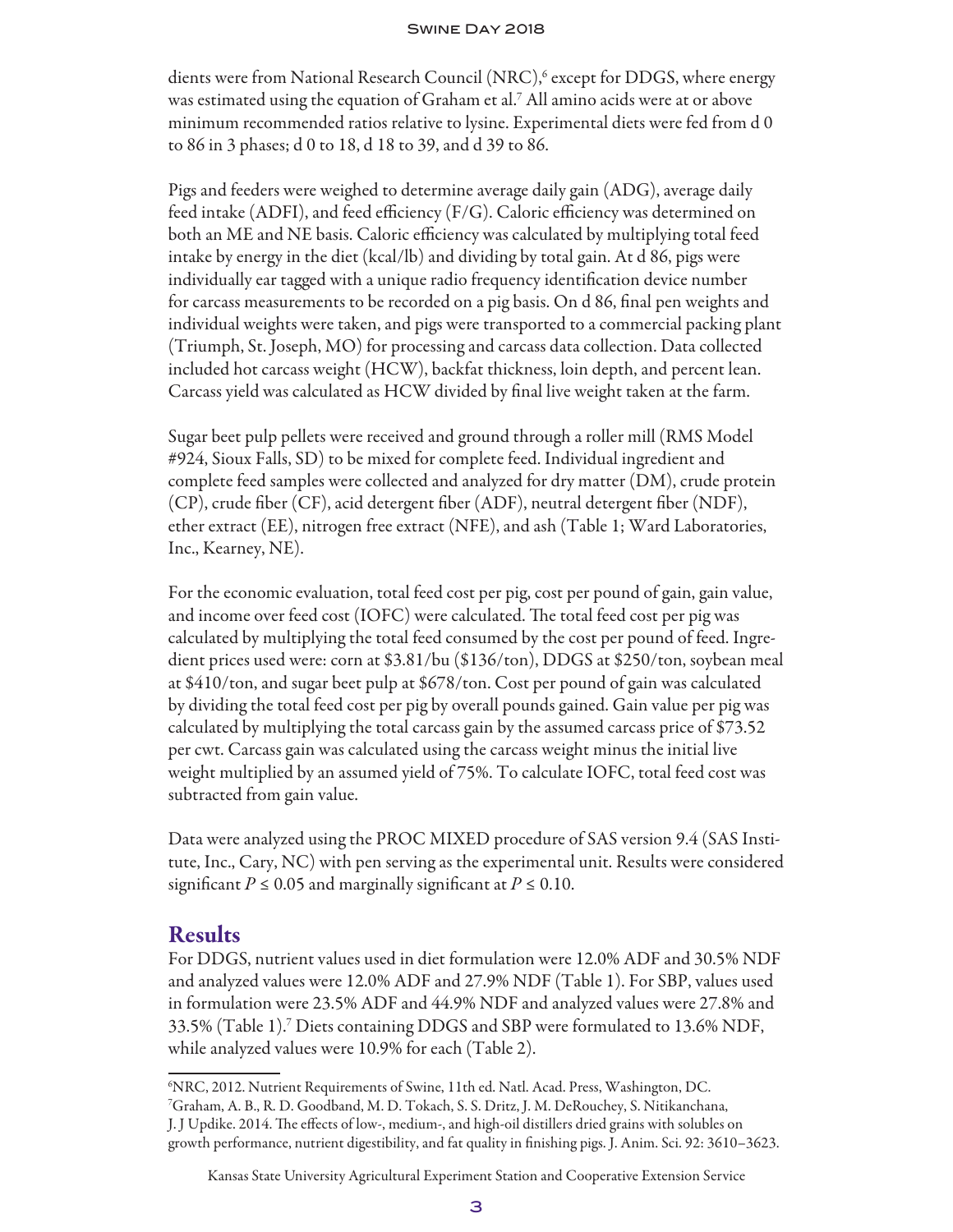dients were from National Research Council (NRC),[6] except for DDGS, where energy was estimated using the equation of Graham et al.[7] All amino acids were at or above minimum recommended ratios relative to lysine. Experimental diets were fed from d 0 to 86 in 3 phases; d 0 to 18, d 18 to 39, and d 39 to 86.

Pigs and feeders were weighed to determine average daily gain (ADG), average daily feed intake (ADFI), and feed efficiency (F/G). Caloric efficiency was determined on both an ME and NE basis. Caloric efficiency was calculated by multiplying total feed intake by energy in the diet (kcal/lb) and dividing by total gain. At d 86, pigs were individually ear tagged with a unique radio frequency identification device number for carcass measurements to be recorded on a pig basis. On d 86, final pen weights and individual weights were taken, and pigs were transported to a commercial packing plant (Triumph, St. Joseph, MO) for processing and carcass data collection. Data collected included hot carcass weight (HCW), backfat thickness, loin depth, and percent lean. Carcass yield was calculated as HCW divided by final live weight taken at the farm.

Sugar beet pulp pellets were received and ground through a roller mill (RMS Model #924, Sioux Falls, SD) to be mixed for complete feed. Individual ingredient and complete feed samples were collected and analyzed for dry matter (DM), crude protein (CP), crude fiber (CF), acid detergent fiber (ADF), neutral detergent fiber (NDF), ether extract (EE), nitrogen free extract (NFE), and ash (Table 1; Ward Laboratories, Inc., Kearney, NE).

For the economic evaluation, total feed cost per pig, cost per pound of gain, gain value, and income over feed cost (IOFC) were calculated. The total feed cost per pig was calculated by multiplying the total feed consumed by the cost per pound of feed. Ingredient prices used were: corn at $3.81/bu ($136/ton), DDGS at $250/ton, soybean meal at $410/ton, and sugar beet pulp at $678/ton. Cost per pound of gain was calculated by dividing the total feed cost per pig by overall pounds gained. Gain value per pig was calculated by multiplying the total carcass gain by the assumed carcass price of $73.52 per cwt. Carcass gain was calculated using the carcass weight minus the initial live weight multiplied by an assumed yield of 75%. To calculate IOFC, total feed cost was subtracted from gain value.

Data were analyzed using the PROC MIXED procedure of SAS version 9.4 (SAS Institute, Inc., Cary, NC) with pen serving as the experimental unit. Results were considered significant $P \leq 0.05$ and marginally significant at $P \leq 0.10$.

## Results

For DDGS, nutrient values used in diet formulation were 12.0% ADF and 30.5% NDF and analyzed values were 12.0% ADF and 27.9% NDF (Table 1). For SBP, values used in formulation were 23.5% ADF and 44.9% NDF and analyzed values were 27.8% and 33.5% (Table 1).[7] Diets containing DDGS and SBP were formulated to 13.6% NDF, while analyzed values were 10.9% for each (Table 2).

---

[6] NRC, 2012. Nutrient Requirements of Swine, 11th ed. Natl. Acad. Press, Washington, DC.

[7] Graham, A. B., R. D. Goodband, M. D. Tokach, S. S. Dritz, J. M. DeRouchey, S. Nitikanchana, J. J Updike. 2014. The effects of low-, medium-, and high-oil distillers dried grains with solubles on growth performance, nutrient digestibility, and fat quality in finishing pigs. J. Anim. Sci. 92: 3610–3623.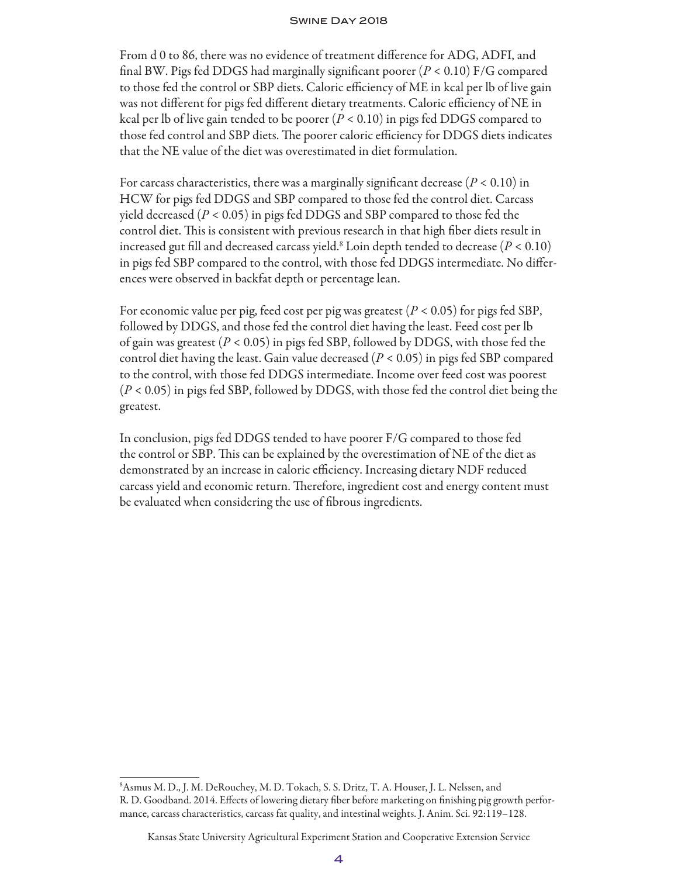From d 0 to 86, there was no evidence of treatment difference for ADG, ADFI, and final BW. Pigs fed DDGS had marginally significant poorer ($P < 0.10$) F/G compared to those fed the control or SBP diets. Caloric efficiency of ME in kcal per lb of live gain was not different for pigs fed different dietary treatments. Caloric efficiency of NE in kcal per lb of live gain tended to be poorer ($P < 0.10$) in pigs fed DDGS compared to those fed control and SBP diets. The poorer caloric efficiency for DDGS diets indicates that the NE value of the diet was overestimated in diet formulation.

For carcass characteristics, there was a marginally significant decrease ($P < 0.10$) in HCW for pigs fed DDGS and SBP compared to those fed the control diet. Carcass yield decreased ($P < 0.05$) in pigs fed DDGS and SBP compared to those fed the control diet. This is consistent with previous research in that high fiber diets result in increased gut fill and decreased carcass yield.[8] Loin depth tended to decrease ($P < 0.10$) in pigs fed SBP compared to the control, with those fed DDGS intermediate. No differences were observed in backfat depth or percentage lean.

For economic value per pig, feed cost per pig was greatest ($P < 0.05$) for pigs fed SBP, followed by DDGS, and those fed the control diet having the least. Feed cost per lb of gain was greatest ($P < 0.05$) in pigs fed SBP, followed by DDGS, with those fed the control diet having the least. Gain value decreased ($P < 0.05$) in pigs fed SBP compared to the control, with those fed DDGS intermediate. Income over feed cost was poorest ($P < 0.05$) in pigs fed SBP, followed by DDGS, with those fed the control diet being the greatest.

In conclusion, pigs fed DDGS tended to have poorer F/G compared to those fed the control or SBP. This can be explained by the overestimation of NE of the diet as demonstrated by an increase in caloric efficiency. Increasing dietary NDF reduced carcass yield and economic return. Therefore, ingredient cost and energy content must be evaluated when considering the use of fibrous ingredients.

---

[8] Asmus M. D., J. M. DeRouchey, M. D. Tokach, S. S. Dritz, T. A. Houser, J. L. Nelssen, and R. D. Goodband. 2014. Effects of lowering dietary fiber before marketing on finishing pig growth performance, carcass characteristics, carcass fat quality, and intestinal weights. J. Anim. Sci. 92:119–128.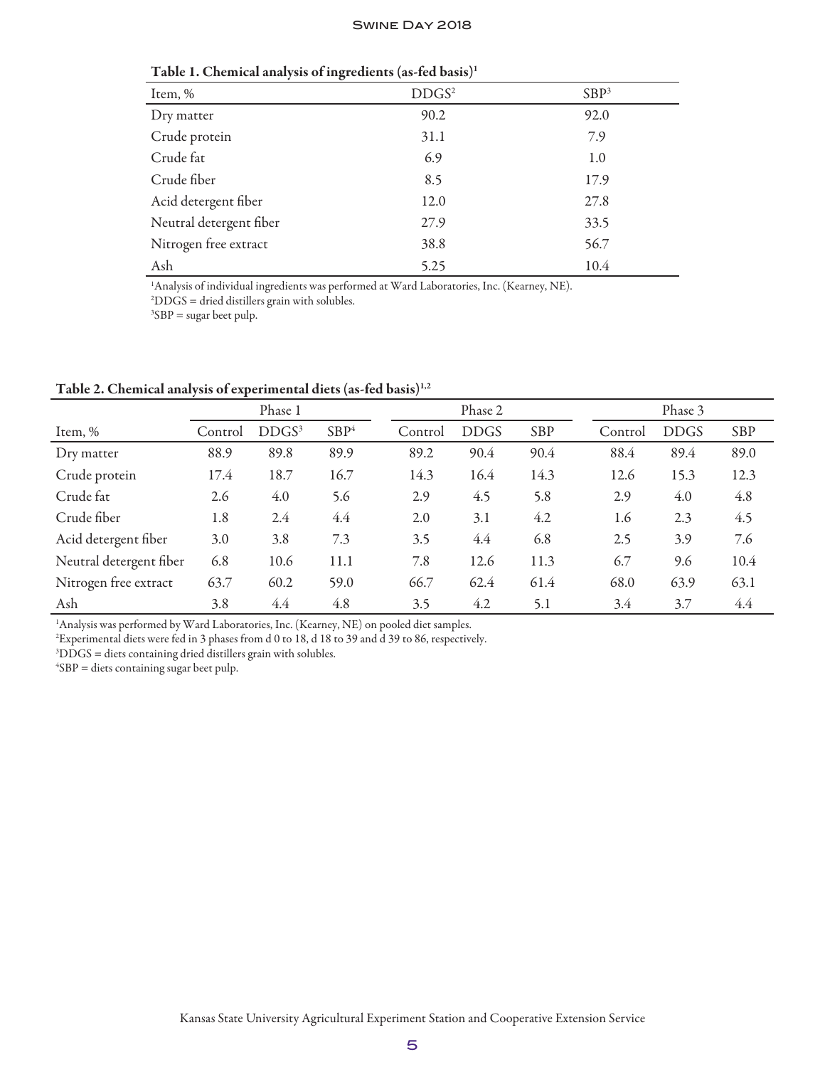**Table 1. Chemical analysis of ingredients (as-fed basis)[1]**

| Item, % | DDGS[2] | SBP[3] |
|---|---|---|
| Dry matter | 90.2 | 92.0 |
| Crude protein | 31.1 | 7.9 |
| Crude fat | 6.9 | 1.0 |
| Crude fiber | 8.5 | 17.9 |
| Acid detergent fiber | 12.0 | 27.8 |
| Neutral detergent fiber | 27.9 | 33.5 |
| Nitrogen free extract | 38.8 | 56.7 |
| Ash | 5.25 | 10.4 |

[1]Analysis of individual ingredients was performed at Ward Laboratories, Inc. (Kearney, NE).
[2]DDGS = dried distillers grain with solubles.
[3]SBP = sugar beet pulp.

**Table 2. Chemical analysis of experimental diets (as-fed basis)[1,2]**

| | Phase 1 | | | Phase 2 | | | Phase 3 | | |
|---|---|---|---|---|---|---|---|---|---|
| Item, % | Control | DDGS[3] | SBP[4] | Control | DDGS | SBP | Control | DDGS | SBP |
| Dry matter | 88.9 | 89.8 | 89.9 | 89.2 | 90.4 | 90.4 | 88.4 | 89.4 | 89.0 |
| Crude protein | 17.4 | 18.7 | 16.7 | 14.3 | 16.4 | 14.3 | 12.6 | 15.3 | 12.3 |
| Crude fat | 2.6 | 4.0 | 5.6 | 2.9 | 4.5 | 5.8 | 2.9 | 4.0 | 4.8 |
| Crude fiber | 1.8 | 2.4 | 4.4 | 2.0 | 3.1 | 4.2 | 1.6 | 2.3 | 4.5 |
| Acid detergent fiber | 3.0 | 3.8 | 7.3 | 3.5 | 4.4 | 6.8 | 2.5 | 3.9 | 7.6 |
| Neutral detergent fiber | 6.8 | 10.6 | 11.1 | 7.8 | 12.6 | 11.3 | 6.7 | 9.6 | 10.4 |
| Nitrogen free extract | 63.7 | 60.2 | 59.0 | 66.7 | 62.4 | 61.4 | 68.0 | 63.9 | 63.1 |
| Ash | 3.8 | 4.4 | 4.8 | 3.5 | 4.2 | 5.1 | 3.4 | 3.7 | 4.4 |

[1]Analysis was performed by Ward Laboratories, Inc. (Kearney, NE) on pooled diet samples.
[2]Experimental diets were fed in 3 phases from d 0 to 18, d 18 to 39 and d 39 to 86, respectively.
[3]DDGS = diets containing dried distillers grain with solubles.
[4]SBP = diets containing sugar beet pulp.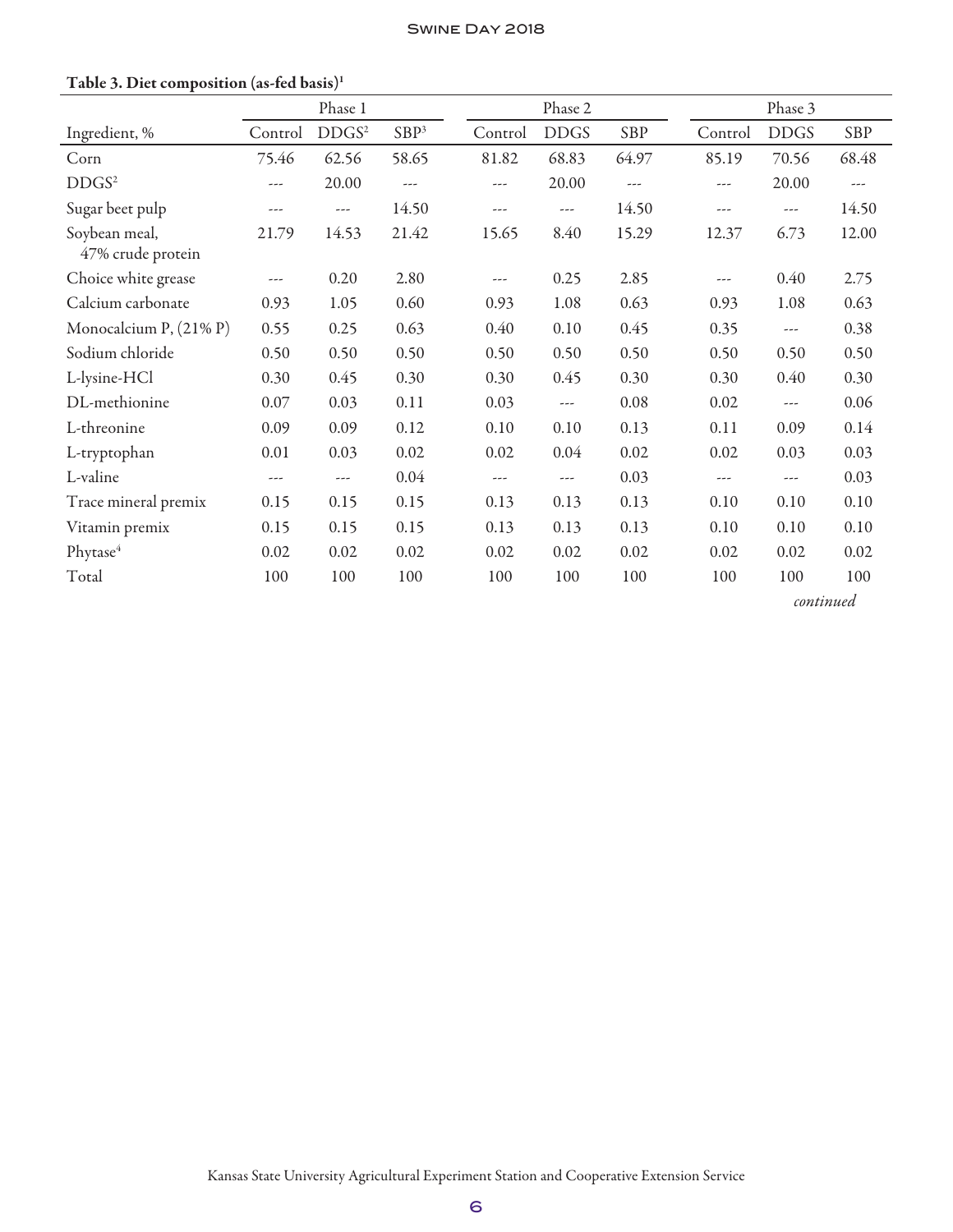**Table 3. Diet composition (as-fed basis)[1]**

| | Phase 1 | | | Phase 2 | | | Phase 3 | | |
|---|---|---|---|---|---|---|---|---|---|
| Ingredient, % | Control | DDGS[2] | SBP[3] | Control | DDGS | SBP | Control | DDGS | SBP |
| Corn | 75.46 | 62.56 | 58.65 | 81.82 | 68.83 | 64.97 | 85.19 | 70.56 | 68.48 |
| DDGS[2] | --- | 20.00 | --- | --- | 20.00 | --- | --- | 20.00 | --- |
| Sugar beet pulp | --- | --- | 14.50 | --- | --- | 14.50 | --- | --- | 14.50 |
| Soybean meal, 47% crude protein | 21.79 | 14.53 | 21.42 | 15.65 | 8.40 | 15.29 | 12.37 | 6.73 | 12.00 |
| Choice white grease | --- | 0.20 | 2.80 | --- | 0.25 | 2.85 | --- | 0.40 | 2.75 |
| Calcium carbonate | 0.93 | 1.05 | 0.60 | 0.93 | 1.08 | 0.63 | 0.93 | 1.08 | 0.63 |
| Monocalcium P, (21% P) | 0.55 | 0.25 | 0.63 | 0.40 | 0.10 | 0.45 | 0.35 | --- | 0.38 |
| Sodium chloride | 0.50 | 0.50 | 0.50 | 0.50 | 0.50 | 0.50 | 0.50 | 0.50 | 0.50 |
| L-lysine-HCl | 0.30 | 0.45 | 0.30 | 0.30 | 0.45 | 0.30 | 0.30 | 0.40 | 0.30 |
| DL-methionine | 0.07 | 0.03 | 0.11 | 0.03 | --- | 0.08 | 0.02 | --- | 0.06 |
| L-threonine | 0.09 | 0.09 | 0.12 | 0.10 | 0.10 | 0.13 | 0.11 | 0.09 | 0.14 |
| L-tryptophan | 0.01 | 0.03 | 0.02 | 0.02 | 0.04 | 0.02 | 0.02 | 0.03 | 0.03 |
| L-valine | --- | --- | 0.04 | --- | --- | 0.03 | --- | --- | 0.03 |
| Trace mineral premix | 0.15 | 0.15 | 0.15 | 0.13 | 0.13 | 0.13 | 0.10 | 0.10 | 0.10 |
| Vitamin premix | 0.15 | 0.15 | 0.15 | 0.13 | 0.13 | 0.13 | 0.10 | 0.10 | 0.10 |
| Phytase[4] | 0.02 | 0.02 | 0.02 | 0.02 | 0.02 | 0.02 | 0.02 | 0.02 | 0.02 |
| Total | 100 | 100 | 100 | 100 | 100 | 100 | 100 | 100 | 100 |

*continued*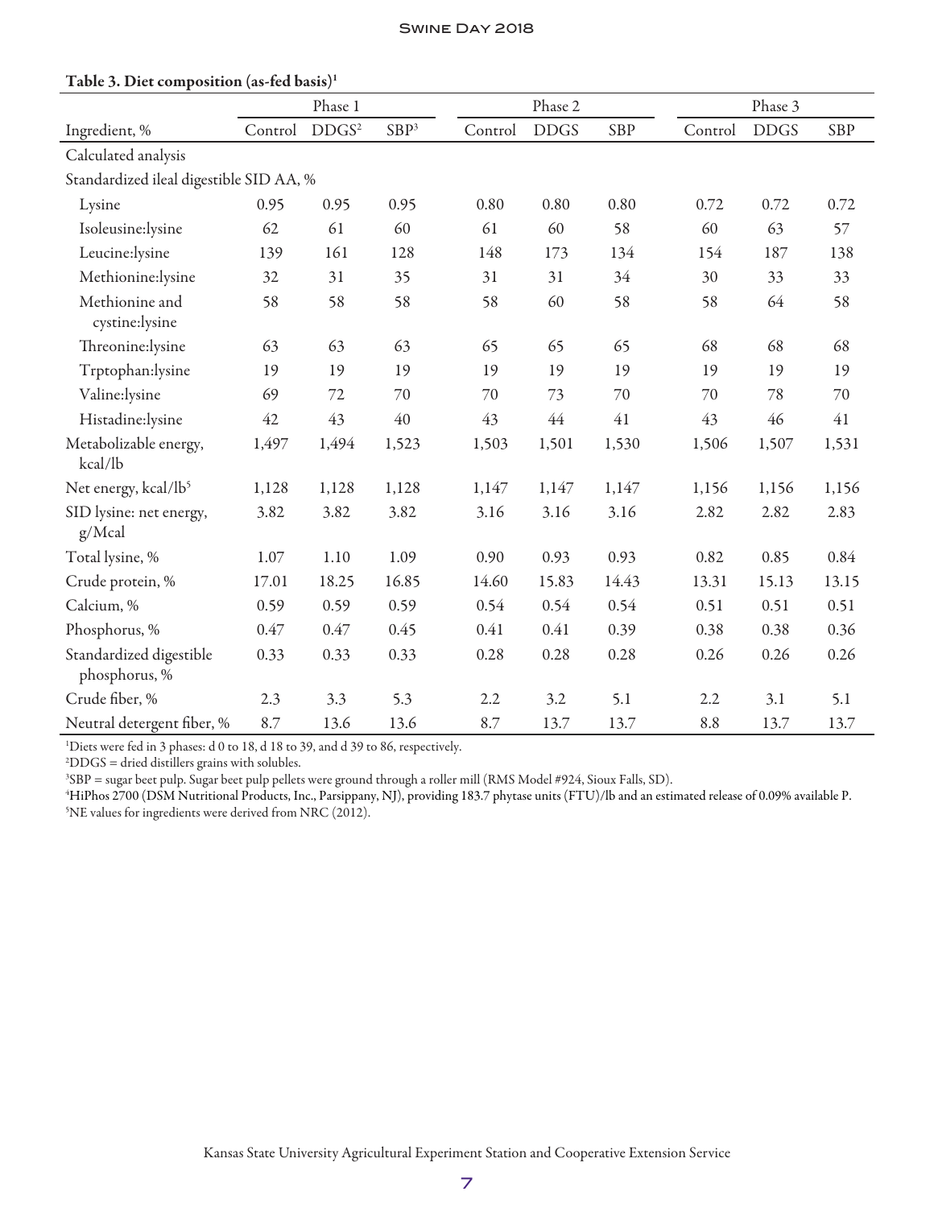**Table 3. Diet composition (as-fed basis)[1]**

| | Phase 1 | | | Phase 2 | | | Phase 3 | | |
|---|---|---|---|---|---|---|---|---|---|
| Ingredient, % | Control | DDGS[2] | SBP[3] | Control | DDGS | SBP | Control | DDGS | SBP |
| Calculated analysis | | | | | | | | | |
| Standardized ileal digestible SID AA, % | | | | | | | | | |
| Lysine | 0.95 | 0.95 | 0.95 | 0.80 | 0.80 | 0.80 | 0.72 | 0.72 | 0.72 |
| Isoleusine:lysine | 62 | 61 | 60 | 61 | 60 | 58 | 60 | 63 | 57 |
| Leucine:lysine | 139 | 161 | 128 | 148 | 173 | 134 | 154 | 187 | 138 |
| Methionine:lysine | 32 | 31 | 35 | 31 | 31 | 34 | 30 | 33 | 33 |
| Methionine and cystine:lysine | 58 | 58 | 58 | 58 | 60 | 58 | 58 | 64 | 58 |
| Threonine:lysine | 63 | 63 | 63 | 65 | 65 | 65 | 68 | 68 | 68 |
| Trptophan:lysine | 19 | 19 | 19 | 19 | 19 | 19 | 19 | 19 | 19 |
| Valine:lysine | 69 | 72 | 70 | 70 | 73 | 70 | 70 | 78 | 70 |
| Histadine:lysine | 42 | 43 | 40 | 43 | 44 | 41 | 43 | 46 | 41 |
| Metabolizable energy, kcal/lb | 1,497 | 1,494 | 1,523 | 1,503 | 1,501 | 1,530 | 1,506 | 1,507 | 1,531 |
| Net energy, kcal/lb[5] | 1,128 | 1,128 | 1,128 | 1,147 | 1,147 | 1,147 | 1,156 | 1,156 | 1,156 |
| SID lysine: net energy, g/Mcal | 3.82 | 3.82 | 3.82 | 3.16 | 3.16 | 3.16 | 2.82 | 2.82 | 2.83 |
| Total lysine, % | 1.07 | 1.10 | 1.09 | 0.90 | 0.93 | 0.93 | 0.82 | 0.85 | 0.84 |
| Crude protein, % | 17.01 | 18.25 | 16.85 | 14.60 | 15.83 | 14.43 | 13.31 | 15.13 | 13.15 |
| Calcium, % | 0.59 | 0.59 | 0.59 | 0.54 | 0.54 | 0.54 | 0.51 | 0.51 | 0.51 |
| Phosphorus, % | 0.47 | 0.47 | 0.45 | 0.41 | 0.41 | 0.39 | 0.38 | 0.38 | 0.36 |
| Standardized digestible phosphorus, % | 0.33 | 0.33 | 0.33 | 0.28 | 0.28 | 0.28 | 0.26 | 0.26 | 0.26 |
| Crude fiber, % | 2.3 | 3.3 | 5.3 | 2.2 | 3.2 | 5.1 | 2.2 | 3.1 | 5.1 |
| Neutral detergent fiber, % | 8.7 | 13.6 | 13.6 | 8.7 | 13.7 | 13.7 | 8.8 | 13.7 | 13.7 |

[1]Diets were fed in 3 phases: d 0 to 18, d 18 to 39, and d 39 to 86, respectively.
[2]DDGS = dried distillers grains with solubles.
[3]SBP = sugar beet pulp. Sugar beet pulp pellets were ground through a roller mill (RMS Model #924, Sioux Falls, SD).
[4]HiPhos 2700 (DSM Nutritional Products, Inc., Parsippany, NJ), providing 183.7 phytase units (FTU)/lb and an estimated release of 0.09% available P.
[5]NE values for ingredients were derived from NRC (2012).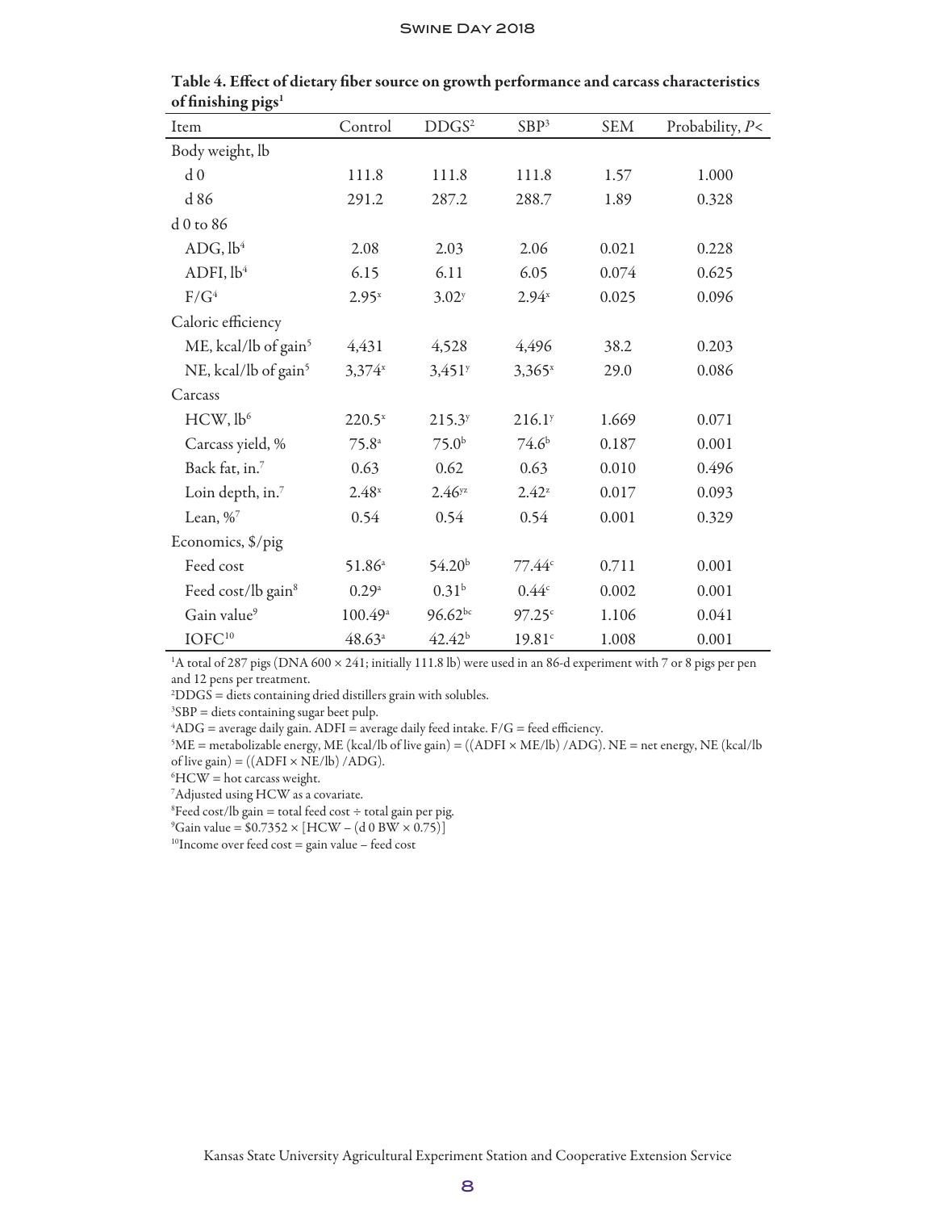**Table 4. Effect of dietary fiber source on growth performance and carcass characteristics of finishing pigs[1]**

| Item | Control | DDGS[2] | SBP[3] | SEM | Probability, $P<$ |
|---|---|---|---|---|---|
| Body weight, lb | | | | | |
| d 0 | 111.8 | 111.8 | 111.8 | 1.57 | 1.000 |
| d 86 | 291.2 | 287.2 | 288.7 | 1.89 | 0.328 |
| d 0 to 86 | | | | | |
| ADG, lb[4] | 2.08 | 2.03 | 2.06 | 0.021 | 0.228 |
| ADFI, lb[4] | 6.15 | 6.11 | 6.05 | 0.074 | 0.625 |
| F/G[4] | 2.95[x] | 3.02[y] | 2.94[x] | 0.025 | 0.096 |
| Caloric efficiency | | | | | |
| ME, kcal/lb of gain[5] | 4,431 | 4,528 | 4,496 | 38.2 | 0.203 |
| NE, kcal/lb of gain[5] | 3,374[x] | 3,451[y] | 3,365[x] | 29.0 | 0.086 |
| Carcass | | | | | |
| HCW, lb[6] | 220.5[x] | 215.3[y] | 216.1[y] | 1.669 | 0.071 |
| Carcass yield, % | 75.8[a] | 75.0[b] | 74.6[b] | 0.187 | 0.001 |
| Back fat, in.[7] | 0.63 | 0.62 | 0.63 | 0.010 | 0.496 |
| Loin depth, in.[7] | 2.48[x] | 2.46[yz] | 2.42[z] | 0.017 | 0.093 |
| Lean, %[7] | 0.54 | 0.54 | 0.54 | 0.001 | 0.329 |
| Economics, $/pig | | | | | |
| Feed cost | 51.86[a] | 54.20[b] | 77.44[c] | 0.711 | 0.001 |
| Feed cost/lb gain[8] | 0.29[a] | 0.31[b] | 0.44[c] | 0.002 | 0.001 |
| Gain value[9] | 100.49[a] | 96.62[bc] | 97.25[c] | 1.106 | 0.041 |
| IOFC[10] | 48.63[a] | 42.42[b] | 19.81[c] | 1.008 | 0.001 |

[1]A total of 287 pigs (DNA 600 × 241; initially 111.8 lb) were used in an 86-d experiment with 7 or 8 pigs per pen and 12 pens per treatment.

[2]DDGS = diets containing dried distillers grain with solubles.

[3]SBP = diets containing sugar beet pulp.

[4]ADG = average daily gain. ADFI = average daily feed intake. F/G = feed efficiency.

[5]ME = metabolizable energy, ME (kcal/lb of live gain) = ((ADFI × ME/lb) /ADG). NE = net energy, NE (kcal/lb of live gain) = ((ADFI × NE/lb) /ADG).

[6]HCW = hot carcass weight.

[7]Adjusted using HCW as a covariate.

[8]Feed cost/lb gain = total feed cost ÷ total gain per pig.

[9]Gain value = $0.7352 × [HCW – (d 0 BW × 0.75)]

[10]Income over feed cost = gain value – feed cost